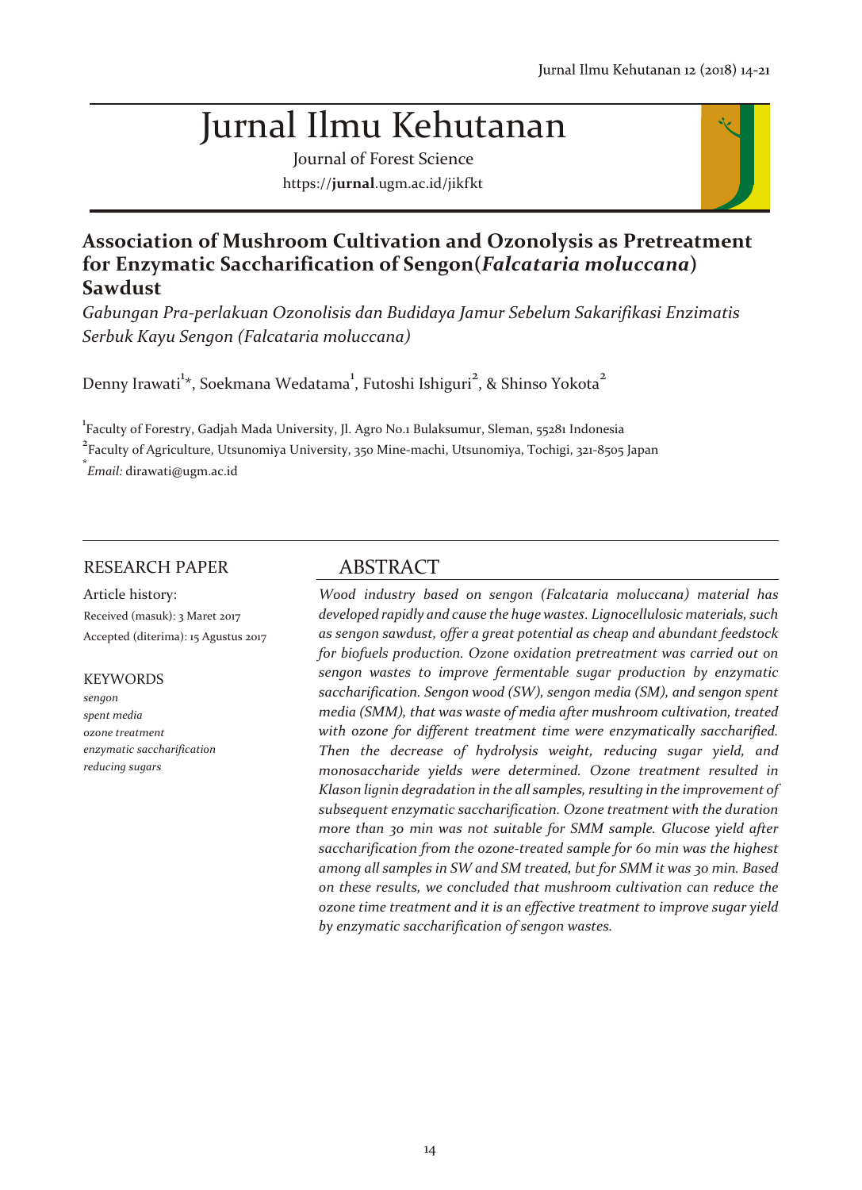# Jurnal Ilmu Kehutanan

Journal of Forest Science

https://**jurnal**.ugm.ac.id/jikfkt

## Association of Mushroom Cultivation and Ozonolysis as Pretreatment for Enzymatic Saccharification of Sengon(*Falcataria moluccana*) Sawdust

*Gabungan Pra-perlakuan Ozonolisis dan Budidaya Jamur Sebelum Sakarifikasi Enzimatis Serbuk Kayu Sengon (Falcataria moluccana)*

Denny Irawati[1]*, Soekmana Wedatama[1], Futoshi Ishiguri[2], & Shinso Yokota[2]

[1]Faculty of Forestry, Gadjah Mada University, Jl. Agro No.1 Bulaksumur, Sleman, 55281 Indonesia

[2]Faculty of Agriculture, Utsunomiya University, 350 Mine-machi, Utsunomiya, Tochigi, 321-8505 Japan

*Email: dirawati@ugm.ac.id

RESEARCH PAPER

Article history:

Received (masuk): 3 Maret 2017

Accepted (diterima): 15 Agustus 2017

KEYWORDS

*sengon*
*spent media*
*ozone treatment*
*enzymatic saccharification*
*reducing sugars*

## ABSTRACT

*Wood industry based on sengon (Falcataria moluccana) material has developed rapidly and cause the huge wastes. Lignocellulosic materials, such as sengon sawdust, offer a great potential as cheap and abundant feedstock for biofuels production. Ozone oxidation pretreatment was carried out on sengon wastes to improve fermentable sugar production by enzymatic saccharification. Sengon wood (SW), sengon media (SM), and sengon spent media (SMM), that was waste of media after mushroom cultivation, treated with ozone for different treatment time were enzymatically saccharified. Then the decrease of hydrolysis weight, reducing sugar yield, and monosaccharide yields were determined. Ozone treatment resulted in Klason lignin degradation in the all samples, resulting in the improvement of subsequent enzymatic saccharification. Ozone treatment with the duration more than 30 min was not suitable for SMM sample. Glucose yield after saccharification from the ozone-treated sample for 60 min was the highest among all samples in SW and SM treated, but for SMM it was 30 min. Based on these results, we concluded that mushroom cultivation can reduce the ozone time treatment and it is an effective treatment to improve sugar yield by enzymatic saccharification of sengon wastes.*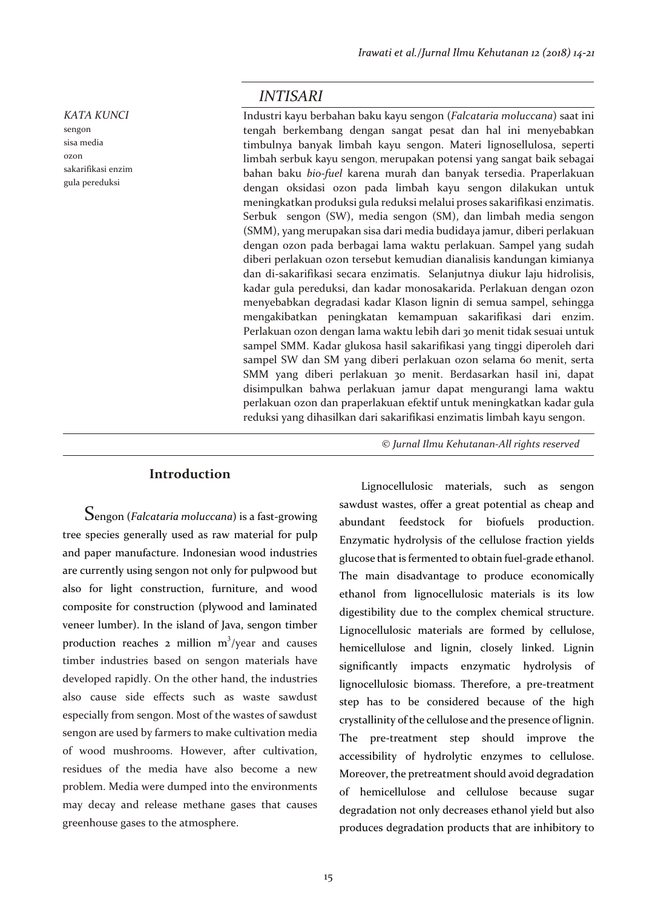## *INTISARI*

*KATA KUNCI*
sengon
sisa media
ozon
sakarifikasi enzim
gula pereduksi

Industri kayu berbahan baku kayu sengon (*Falcataria moluccana*) saat ini tengah berkembang dengan sangat pesat dan hal ini menyebabkan timbulnya banyak limbah kayu sengon. Materi lignosellulosa, seperti limbah serbuk kayu sengon, merupakan potensi yang sangat baik sebagai bahan baku *bio-fuel* karena murah dan banyak tersedia. Praperlakuan dengan oksidasi ozon pada limbah kayu sengon dilakukan untuk meningkatkan produksi gula reduksi melalui proses sakarifikasi enzimatis. Serbuk sengon (SW), media sengon (SM), dan limbah media sengon (SMM), yang merupakan sisa dari media budidaya jamur, diberi perlakuan dengan ozon pada berbagai lama waktu perlakuan. Sampel yang sudah diberi perlakuan ozon tersebut kemudian dianalisis kandungan kimianya dan di-sakarifikasi secara enzimatis. Selanjutnya diukur laju hidrolisis, kadar gula pereduksi, dan kadar monosakarida. Perlakuan dengan ozon menyebabkan degradasi kadar Klason lignin di semua sampel, sehingga mengakibatkan peningkatan kemampuan sakarifikasi dari enzim. Perlakuan ozon dengan lama waktu lebih dari 30 menit tidak sesuai untuk sampel SMM. Kadar glukosa hasil sakarifikasi yang tinggi diperoleh dari sampel SW dan SM yang diberi perlakuan ozon selama 60 menit, serta SMM yang diberi perlakuan 30 menit. Berdasarkan hasil ini, dapat disimpulkan bahwa perlakuan jamur dapat mengurangi lama waktu perlakuan ozon dan praperlakuan efektif untuk meningkatkan kadar gula reduksi yang dihasilkan dari sakarifikasi enzimatis limbah kayu sengon.

*© Jurnal Ilmu Kehutanan-All rights reserved*

## Introduction

Sengon (*Falcataria moluccana*) is a fast-growing tree species generally used as raw material for pulp and paper manufacture. Indonesian wood industries are currently using sengon not only for pulpwood but also for light construction, furniture, and wood composite for construction (plywood and laminated veneer lumber). In the island of Java, sengon timber production reaches 2 million $m^3$/year and causes timber industries based on sengon materials have developed rapidly. On the other hand, the industries also cause side effects such as waste sawdust especially from sengon. Most of the wastes of sawdust sengon are used by farmers to make cultivation media of wood mushrooms. However, after cultivation, residues of the media have also become a new problem. Media were dumped into the environments may decay and release methane gases that causes greenhouse gases to the atmosphere.

Lignocellulosic materials, such as sengon sawdust wastes, offer a great potential as cheap and abundant feedstock for biofuels production. Enzymatic hydrolysis of the cellulose fraction yields glucose that is fermented to obtain fuel-grade ethanol. The main disadvantage to produce economically ethanol from lignocellulosic materials is its low digestibility due to the complex chemical structure. Lignocellulosic materials are formed by cellulose, hemicellulose and lignin, closely linked. Lignin significantly impacts enzymatic hydrolysis of lignocellulosic biomass. Therefore, a pre-treatment step has to be considered because of the high crystallinity of the cellulose and the presence of lignin. The pre-treatment step should improve the accessibility of hydrolytic enzymes to cellulose. Moreover, the pretreatment should avoid degradation of hemicellulose and cellulose because sugar degradation not only decreases ethanol yield but also produces degradation products that are inhibitory to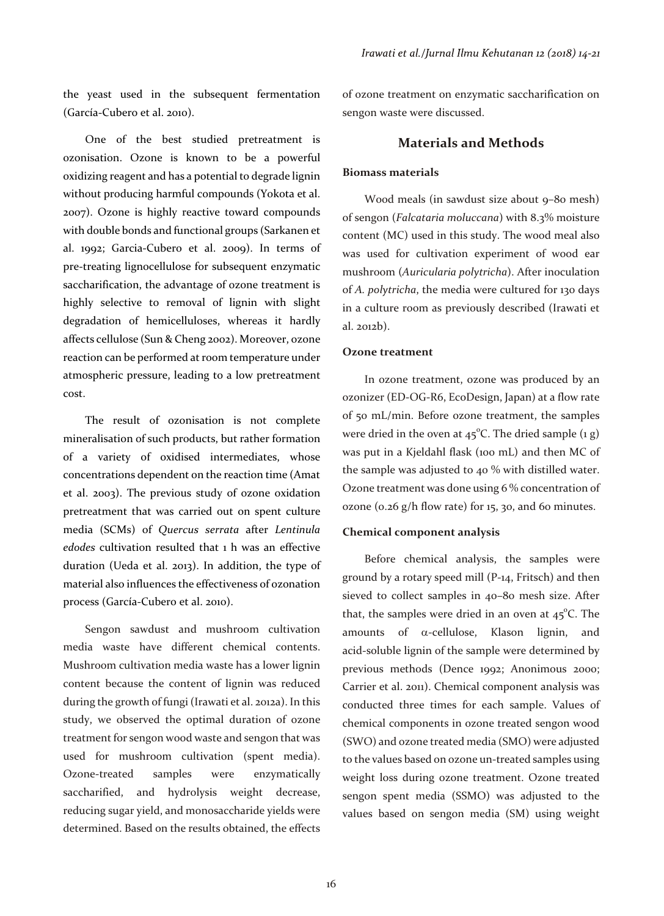the yeast used in the subsequent fermentation (García-Cubero et al. 2010).

One of the best studied pretreatment is ozonisation. Ozone is known to be a powerful oxidizing reagent and has a potential to degrade lignin without producing harmful compounds (Yokota et al. 2007). Ozone is highly reactive toward compounds with double bonds and functional groups (Sarkanen et al. 1992; Garcia-Cubero et al. 2009). In terms of pre-treating lignocellulose for subsequent enzymatic saccharification, the advantage of ozone treatment is highly selective to removal of lignin with slight degradation of hemicelluloses, whereas it hardly affects cellulose (Sun & Cheng 2002). Moreover, ozone reaction can be performed at room temperature under atmospheric pressure, leading to a low pretreatment cost.

The result of ozonisation is not complete mineralisation of such products, but rather formation of a variety of oxidised intermediates, whose concentrations dependent on the reaction time (Amat et al. 2003). The previous study of ozone oxidation pretreatment that was carried out on spent culture media (SCMs) of *Quercus serrata* after *Lentinula edodes* cultivation resulted that 1 h was an effective duration (Ueda et al. 2013). In addition, the type of material also influences the effectiveness of ozonation process (García-Cubero et al. 2010).

Sengon sawdust and mushroom cultivation media waste have different chemical contents. Mushroom cultivation media waste has a lower lignin content because the content of lignin was reduced during the growth of fungi (Irawati et al. 2012a). In this study, we observed the optimal duration of ozone treatment for sengon wood waste and sengon that was used for mushroom cultivation (spent media). Ozone-treated samples were enzymatically saccharified, and hydrolysis weight decrease, reducing sugar yield, and monosaccharide yields were determined. Based on the results obtained, the effects of ozone treatment on enzymatic saccharification on sengon waste were discussed.

## Materials and Methods

### Biomass materials

Wood meals (in sawdust size about 9–80 mesh) of sengon (*Falcataria moluccana*) with 8.3% moisture content (MC) used in this study. The wood meal also was used for cultivation experiment of wood ear mushroom (*Auricularia polytricha*). After inoculation of *A. polytricha*, the media were cultured for 130 days in a culture room as previously described (Irawati et al. 2012b).

### Ozone treatment

In ozone treatment, ozone was produced by an ozonizer (ED-OG-R6, EcoDesign, Japan) at a flow rate of 50 mL/min. Before ozone treatment, the samples were dried in the oven at 45°C. The dried sample (1 g) was put in a Kjeldahl flask (100 mL) and then MC of the sample was adjusted to 40 % with distilled water. Ozone treatment was done using 6 % concentration of ozone (0.26 g/h flow rate) for 15, 30, and 60 minutes.

### Chemical component analysis

Before chemical analysis, the samples were ground by a rotary speed mill (P-14, Fritsch) and then sieved to collect samples in 40–80 mesh size. After that, the samples were dried in an oven at 45°C. The amounts of α-cellulose, Klason lignin, and acid-soluble lignin of the sample were determined by previous methods (Dence 1992; Anonimous 2000; Carrier et al. 2011). Chemical component analysis was conducted three times for each sample. Values of chemical components in ozone treated sengon wood (SWO) and ozone treated media (SMO) were adjusted to the values based on ozone un-treated samples using weight loss during ozone treatment. Ozone treated sengon spent media (SSMO) was adjusted to the values based on sengon media (SM) using weight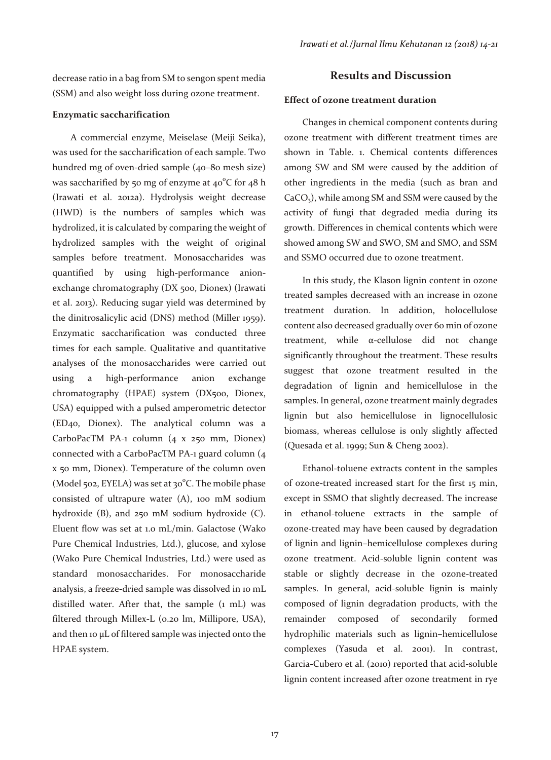decrease ratio in a bag from SM to sengon spent media (SSM) and also weight loss during ozone treatment.

### Enzymatic saccharification

A commercial enzyme, Meiselase (Meiji Seika), was used for the saccharification of each sample. Two hundred mg of oven-dried sample (40–80 mesh size) was saccharified by 50 mg of enzyme at 40°C for 48 h (Irawati et al. 2012a). Hydrolysis weight decrease (HWD) is the numbers of samples which was hydrolized, it is calculated by comparing the weight of hydrolized samples with the weight of original samples before treatment. Monosaccharides was quantified by using high-performance anion-exchange chromatography (DX 500, Dionex) (Irawati et al. 2013). Reducing sugar yield was determined by the dinitrosalicylic acid (DNS) method (Miller 1959). Enzymatic saccharification was conducted three times for each sample. Qualitative and quantitative analyses of the monosaccharides were carried out using a high-performance anion exchange chromatography (HPAE) system (DX500, Dionex, USA) equipped with a pulsed amperometric detector (ED40, Dionex). The analytical column was a CarboPacTM PA-1 column (4 x 250 mm, Dionex) connected with a CarboPacTM PA-1 guard column (4 x 50 mm, Dionex). Temperature of the column oven (Model 502, EYELA) was set at 30°C. The mobile phase consisted of ultrapure water (A), 100 mM sodium hydroxide (B), and 250 mM sodium hydroxide (C). Eluent flow was set at 1.0 mL/min. Galactose (Wako Pure Chemical Industries, Ltd.), glucose, and xylose (Wako Pure Chemical Industries, Ltd.) were used as standard monosaccharides. For monosaccharide analysis, a freeze-dried sample was dissolved in 10 mL distilled water. After that, the sample (1 mL) was filtered through Millex-L (0.20 lm, Millipore, USA), and then 10 µL of filtered sample was injected onto the HPAE system.

## Results and Discussion

### Effect of ozone treatment duration

Changes in chemical component contents during ozone treatment with different treatment times are shown in Table. 1. Chemical contents differences among SW and SM were caused by the addition of other ingredients in the media (such as bran and $CaCO_3$), while among SM and SSM were caused by the activity of fungi that degraded media during its growth. Differences in chemical contents which were showed among SW and SWO, SM and SMO, and SSM and SSMO occurred due to ozone treatment.

In this study, the Klason lignin content in ozone treated samples decreased with an increase in ozone treatment duration. In addition, holocellulose content also decreased gradually over 60 min of ozone treatment, while α-cellulose did not change significantly throughout the treatment. These results suggest that ozone treatment resulted in the degradation of lignin and hemicellulose in the samples. In general, ozone treatment mainly degrades lignin but also hemicellulose in lignocellulosic biomass, whereas cellulose is only slightly affected (Quesada et al. 1999; Sun & Cheng 2002).

Ethanol-toluene extracts content in the samples of ozone-treated increased start for the first 15 min, except in SSMO that slightly decreased. The increase in ethanol-toluene extracts in the sample of ozone-treated may have been caused by degradation of lignin and lignin–hemicellulose complexes during ozone treatment. Acid-soluble lignin content was stable or slightly decrease in the ozone-treated samples. In general, acid-soluble lignin is mainly composed of lignin degradation products, with the remainder composed of secondarily formed hydrophilic materials such as lignin–hemicellulose complexes (Yasuda et al. 2001). In contrast, Garcia-Cubero et al. (2010) reported that acid-soluble lignin content increased after ozone treatment in rye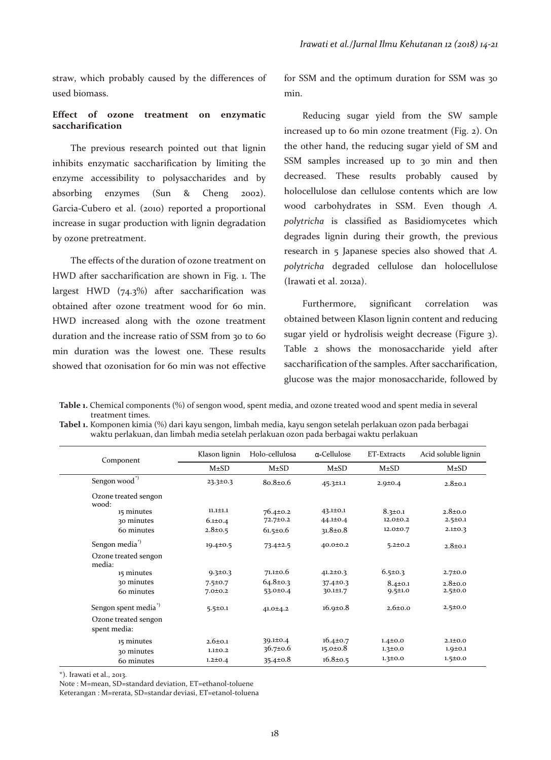straw, which probably caused by the differences of used biomass.

### Effect of ozone treatment on enzymatic saccharification

The previous research pointed out that lignin inhibits enzymatic saccharification by limiting the enzyme accessibility to polysaccharides and by absorbing enzymes (Sun & Cheng 2002). Garcia-Cubero et al. (2010) reported a proportional increase in sugar production with lignin degradation by ozone pretreatment.

The effects of the duration of ozone treatment on HWD after saccharification are shown in Fig. 1. The largest HWD (74.3%) after saccharification was obtained after ozone treatment wood for 60 min. HWD increased along with the ozone treatment duration and the increase ratio of SSM from 30 to 60 min duration was the lowest one. These results showed that ozonisation for 60 min was not effective for SSM and the optimum duration for SSM was 30 min.

Reducing sugar yield from the SW sample increased up to 60 min ozone treatment (Fig. 2). On the other hand, the reducing sugar yield of SM and SSM samples increased up to 30 min and then decreased. These results probably caused by holocellulose dan cellulose contents which are low wood carbohydrates in SSM. Even though *A. polytricha* is classified as Basidiomycetes which degrades lignin during their growth, the previous research in 5 Japanese species also showed that *A. polytricha* degraded cellulose dan holocellulose (Irawati et al. 2012a).

Furthermore, significant correlation was obtained between Klason lignin content and reducing sugar yield or hydrolisis weight decrease (Figure 3). Table 2 shows the monosaccharide yield after saccharification of the samples. After saccharification, glucose was the major monosaccharide, followed by

**Table 1.** Chemical components (%) of sengon wood, spent media, and ozone treated wood and spent media in several treatment times.
**Tabel 1.** Komponen kimia (%) dari kayu sengon, limbah media, kayu sengon setelah perlakuan ozon pada berbagai waktu perlakuan, dan limbah media setelah perlakuan ozon pada berbagai waktu perlakuan

| Component | Klason lignin | Holo-cellulosa | α-Cellulose | ET-Extracts | Acid soluble lignin |
|---|---|---|---|---|---|
| | M±SD | M±SD | M±SD | M±SD | M±SD |
| Sengon wood*) | 23.3±0.3 | 80.8±0.6 | 45.3±1.1 | 2.9±0.4 | 2.8±0.1 |
| Ozone treated sengon wood: | | | | | |
| 15 minutes | 11.1±1.1 | 76.4±0.2 | 43.1±0.1 | 8.3±0.1 | 2.8±0.0 |
| 30 minutes | 6.1±0.4 | 72.7±0.2 | 44.1±0.4 | 12.0±0.2 | 2.5±0.1 |
| 60 minutes | 2.8±0.5 | 61.5±0.6 | 31.8±0.8 | 12.0±0.7 | 2.1±0.3 |
| Sengon media*) | 19.4±0.5 | 73.4±2.5 | 40.0±0.2 | 5.2±0.2 | 2.8±0.1 |
| Ozone treated sengon media: | | | | | |
| 15 minutes | 9.3±0.3 | 71.1±0.6 | 41.2±0.3 | 6.5±0.3 | 2.7±0.0 |
| 30 minutes | 7.5±0.7 | 64.8±0.3 | 37.4±0.3 | 8.4±0.1 | 2.8±0.0 |
| 60 minutes | 7.0±0.2 | 53.0±0.4 | 30.1±1.7 | 9.5±1.0 | 2.5±0.0 |
| Sengon spent media*) | 5.5±0.1 | 41.0±4.2 | 16.9±0.8 | 2.6±0.0 | 2.5±0.0 |
| Ozone treated sengon spent media: | | | | | |
| 15 minutes | 2.6±0.1 | 39.1±0.4 | 16.4±0.7 | 1.4±0.0 | 2.1±0.0 |
| 30 minutes | 1.1±0.2 | 36.7±0.6 | 15.0±0.8 | 1.3±0.0 | 1.9±0.1 |
| 60 minutes | 1.2±0.4 | 35.4±0.8 | 16.8±0.5 | 1.3±0.0 | 1.5±0.0 |

*). Irawati et al., 2013.
Note : M=mean, SD=standard deviation, ET=ethanol-toluene
Keterangan : M=rerata, SD=standar deviasi, ET=etanol-toluena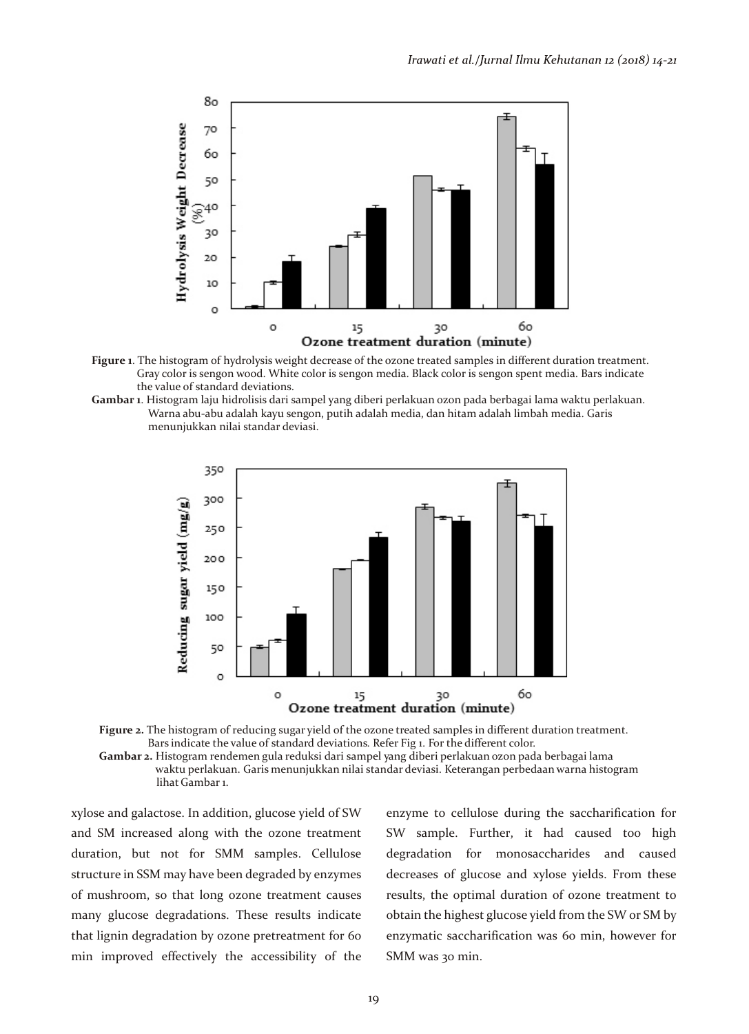**Figure 1**. The histogram of hydrolysis weight decrease of the ozone treated samples in different duration treatment. Gray color is sengon wood. White color is sengon media. Black color is sengon spent media. Bars indicate the value of standard deviations.

**Gambar 1**. Histogram laju hidrolisis dari sampel yang diberi perlakuan ozon pada berbagai lama waktu perlakuan. Warna abu-abu adalah kayu sengon, putih adalah media, dan hitam adalah limbah media. Garis menunjukkan nilai standar deviasi.

**Figure 2.** The histogram of reducing sugar yield of the ozone treated samples in different duration treatment. Bars indicate the value of standard deviations. Refer Fig 1. For the different color.

**Gambar 2.** Histogram rendemen gula reduksi dari sampel yang diberi perlakuan ozon pada berbagai lama waktu perlakuan. Garis menunjukkan nilai standar deviasi. Keterangan perbedaan warna histogram lihat Gambar 1.

xylose and galactose. In addition, glucose yield of SW and SM increased along with the ozone treatment duration, but not for SMM samples. Cellulose structure in SSM may have been degraded by enzymes of mushroom, so that long ozone treatment causes many glucose degradations. These results indicate that lignin degradation by ozone pretreatment for 60 min improved effectively the accessibility of the enzyme to cellulose during the saccharification for SW sample. Further, it had caused too high degradation for monosaccharides and caused decreases of glucose and xylose yields. From these results, the optimal duration of ozone treatment to obtain the highest glucose yield from the SW or SM by enzymatic saccharification was 60 min, however for SMM was 30 min.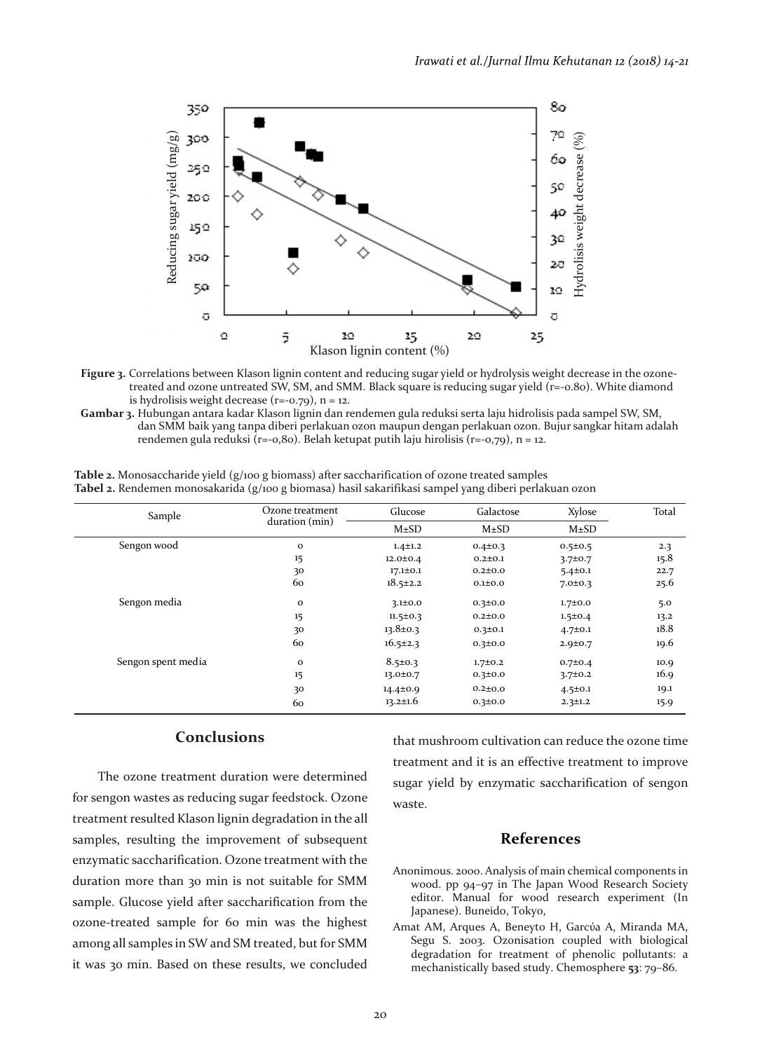**Figure 3.** Correlations between Klason lignin content and reducing sugar yield or hydrolysis weight decrease in the ozone-treated and ozone untreated SW, SM, and SMM. Black square is reducing sugar yield (r=-0.80). White diamond is hydrolisis weight decrease (r=-0.79), n = 12.

**Gambar 3.** Hubungan antara kadar Klason lignin dan rendemen gula reduksi serta laju hidrolisis pada sampel SW, SM, dan SMM baik yang tanpa diberi perlakuan ozon maupun dengan perlakuan ozon. Bujur sangkar hitam adalah rendemen gula reduksi (r=-0,80). Belah ketupat putih laju hirolisis (r=-0,79), n = 12.

**Table 2.** Monosaccharide yield (g/100 g biomass) after saccharification of ozone treated samples

**Tabel 2.** Rendemen monosakarida (g/100 g biomasa) hasil sakarifikasi sampel yang diberi perlakuan ozon

| Sample | Ozone treatment duration (min) | Glucose | Galactose | Xylose | Total |
|---|---|---|---|---|---|
| | | M±SD | M±SD | M±SD | |
| Sengon wood | 0 | 1.4±1.2 | 0.4±0.3 | 0.5±0.5 | 2.3 |
| | 15 | 12.0±0.4 | 0.2±0.1 | 3.7±0.7 | 15.8 |
| | 30 | 17.1±0.1 | 0.2±0.0 | 5.4±0.1 | 22.7 |
| | 60 | 18.5±2.2 | 0.1±0.0 | 7.0±0.3 | 25.6 |
| Sengon media | 0 | 3.1±0.0 | 0.3±0.0 | 1.7±0.0 | 5.0 |
| | 15 | 11.5±0.3 | 0.2±0.0 | 1.5±0.4 | 13.2 |
| | 30 | 13.8±0.3 | 0.3±0.1 | 4.7±0.1 | 18.8 |
| | 60 | 16.5±2.3 | 0.3±0.0 | 2.9±0.7 | 19.6 |
| Sengon spent media | 0 | 8.5±0.3 | 1.7±0.2 | 0.7±0.4 | 10.9 |
| | 15 | 13.0±0.7 | 0.3±0.0 | 3.7±0.2 | 16.9 |
| | 30 | 14.4±0.9 | 0.2±0.0 | 4.5±0.1 | 19.1 |
| | 60 | 13.2±1.6 | 0.3±0.0 | 2.3±1.2 | 15.9 |

## Conclusions

The ozone treatment duration were determined for sengon wastes as reducing sugar feedstock. Ozone treatment resulted Klason lignin degradation in the all samples, resulting the improvement of subsequent enzymatic saccharification. Ozone treatment with the duration more than 30 min is not suitable for SMM sample. Glucose yield after saccharification from the ozone-treated sample for 60 min was the highest among all samples in SW and SM treated, but for SMM it was 30 min. Based on these results, we concluded that mushroom cultivation can reduce the ozone time treatment and it is an effective treatment to improve sugar yield by enzymatic saccharification of sengon waste.

## References

Anonimous. 2000. Analysis of main chemical components in wood. pp 94–97 in The Japan Wood Research Society editor. Manual for wood research experiment (In Japanese). Buneido, Tokyo,

Amat AM, Arques A, Beneyto H, Garcúa A, Miranda MA, Segu S. 2003. Ozonisation coupled with biological degradation for treatment of phenolic pollutants: a mechanistically based study. Chemosphere **53**: 79–86.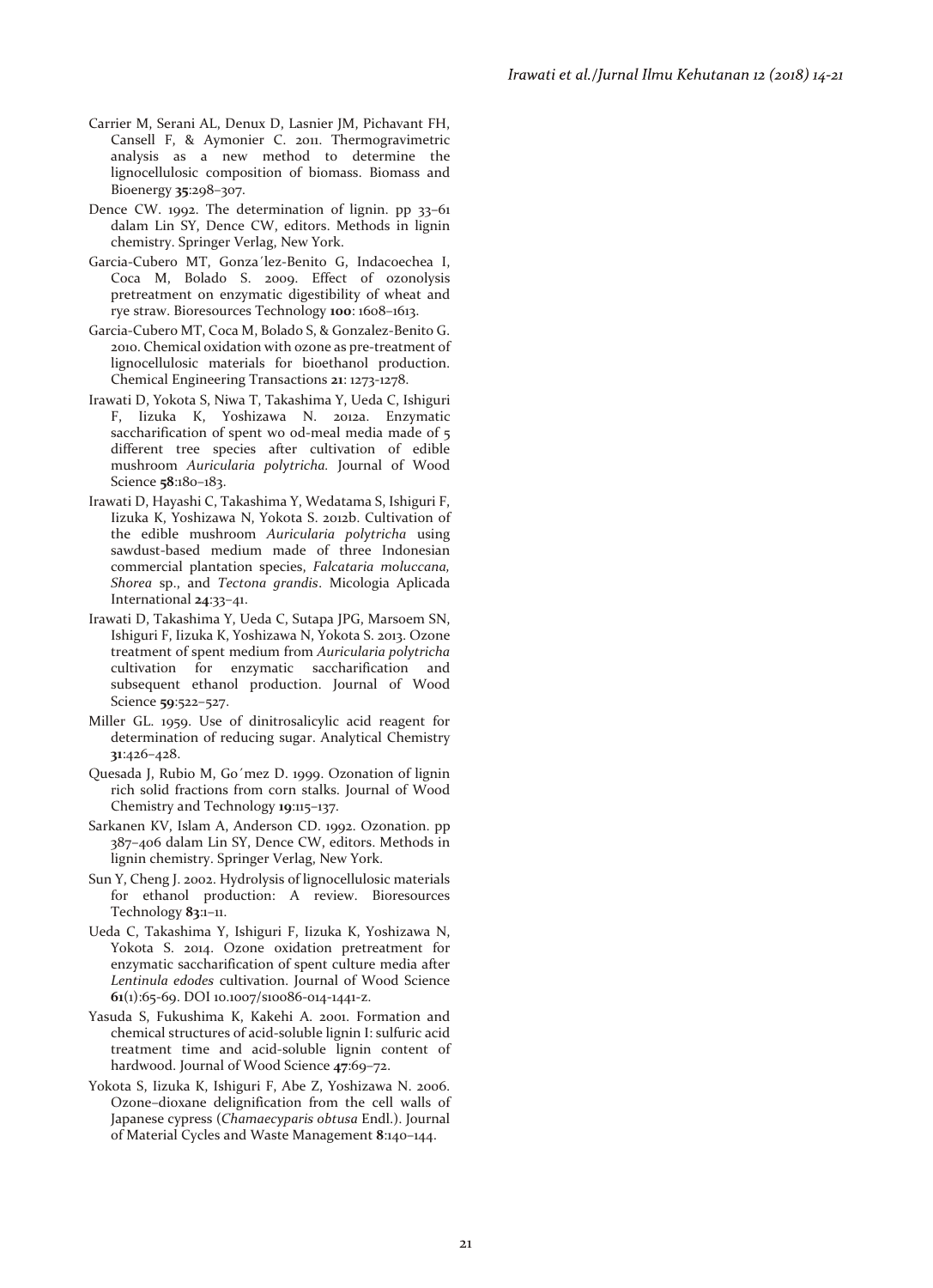Carrier M, Serani AL, Denux D, Lasnier JM, Pichavant FH, Cansell F, & Aymonier C. 2011. Thermogravimetric analysis as a new method to determine the lignocellulosic composition of biomass. Biomass and Bioenergy **35**:298–307.

Dence CW. 1992. The determination of lignin. pp 33–61 dalam Lin SY, Dence CW, editors. Methods in lignin chemistry. Springer Verlag, New York.

Garcia-Cubero MT, Gonza´lez-Benito G, Indacoechea I, Coca M, Bolado S. 2009. Effect of ozonolysis pretreatment on enzymatic digestibility of wheat and rye straw. Bioresources Technology **100**: 1608–1613.

Garcia-Cubero MT, Coca M, Bolado S, & Gonzalez-Benito G. 2010. Chemical oxidation with ozone as pre-treatment of lignocellulosic materials for bioethanol production. Chemical Engineering Transactions **21**: 1273-1278.

Irawati D, Yokota S, Niwa T, Takashima Y, Ueda C, Ishiguri F, Iizuka K, Yoshizawa N. 2012a. Enzymatic saccharification of spent wo od-meal media made of 5 different tree species after cultivation of edible mushroom *Auricularia polytricha.* Journal of Wood Science **58**:180–183.

Irawati D, Hayashi C, Takashima Y, Wedatama S, Ishiguri F, Iizuka K, Yoshizawa N, Yokota S. 2012b. Cultivation of the edible mushroom *Auricularia polytricha* using sawdust-based medium made of three Indonesian commercial plantation species, *Falcataria moluccana, Shorea* sp., and *Tectona grandis*. Micologia Aplicada International **24**:33–41.

Irawati D, Takashima Y, Ueda C, Sutapa JPG, Marsoem SN, Ishiguri F, Iizuka K, Yoshizawa N, Yokota S. 2013. Ozone treatment of spent medium from *Auricularia polytricha* cultivation for enzymatic saccharification and subsequent ethanol production. Journal of Wood Science **59**:522–527.

Miller GL. 1959. Use of dinitrosalicylic acid reagent for determination of reducing sugar. Analytical Chemistry **31**:426–428.

Quesada J, Rubio M, Go´mez D. 1999. Ozonation of lignin rich solid fractions from corn stalks. Journal of Wood Chemistry and Technology **19**:115–137.

Sarkanen KV, Islam A, Anderson CD. 1992. Ozonation. pp 387–406 dalam Lin SY, Dence CW, editors. Methods in lignin chemistry. Springer Verlag, New York.

Sun Y, Cheng J. 2002. Hydrolysis of lignocellulosic materials for ethanol production: A review. Bioresources Technology **83**:1–11.

Ueda C, Takashima Y, Ishiguri F, Iizuka K, Yoshizawa N, Yokota S. 2014. Ozone oxidation pretreatment for enzymatic saccharification of spent culture media after *Lentinula edodes* cultivation. Journal of Wood Science **61**(1):65-69. DOI 10.1007/s10086-014-1441-z.

Yasuda S, Fukushima K, Kakehi A. 2001. Formation and chemical structures of acid-soluble lignin I: sulfuric acid treatment time and acid-soluble lignin content of hardwood. Journal of Wood Science **47**:69–72.

Yokota S, Iizuka K, Ishiguri F, Abe Z, Yoshizawa N. 2006. Ozone–dioxane delignification from the cell walls of Japanese cypress (*Chamaecyparis obtusa* Endl.). Journal of Material Cycles and Waste Management **8**:140–144.